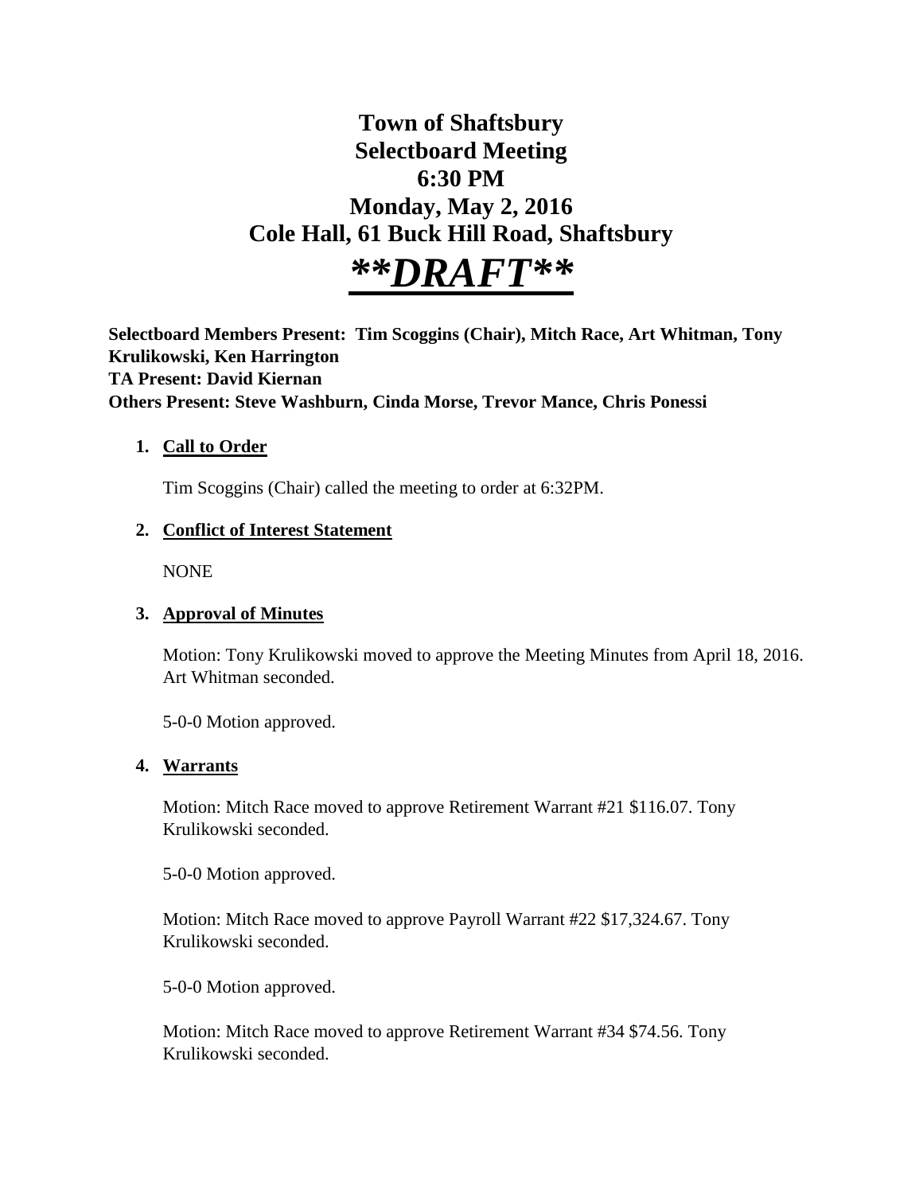# Town of Shaftsbury
# Selectboard Meeting
# 6:30 PM
# Monday, May 2, 2016
# Cole Hall, 61 Buck Hill Road, Shaftsbury

# ***\*\*DRAFT\*\****

**Selectboard Members Present: Tim Scoggins (Chair), Mitch Race, Art Whitman, Tony Krulikowski, Ken Harrington**
**TA Present: David Kiernan**
**Others Present: Steve Washburn, Cinda Morse, Trevor Mance, Chris Ponessi**

1. **Call to Order**

   Tim Scoggins (Chair) called the meeting to order at 6:32PM.

2. **Conflict of Interest Statement**

   NONE

3. **Approval of Minutes**

   Motion: Tony Krulikowski moved to approve the Meeting Minutes from April 18, 2016. Art Whitman seconded.

   5-0-0 Motion approved.

4. **Warrants**

   Motion: Mitch Race moved to approve Retirement Warrant #21 $116.07. Tony Krulikowski seconded.

   5-0-0 Motion approved.

   Motion: Mitch Race moved to approve Payroll Warrant #22 $17,324.67. Tony Krulikowski seconded.

   5-0-0 Motion approved.

   Motion: Mitch Race moved to approve Retirement Warrant #34 $74.56. Tony Krulikowski seconded.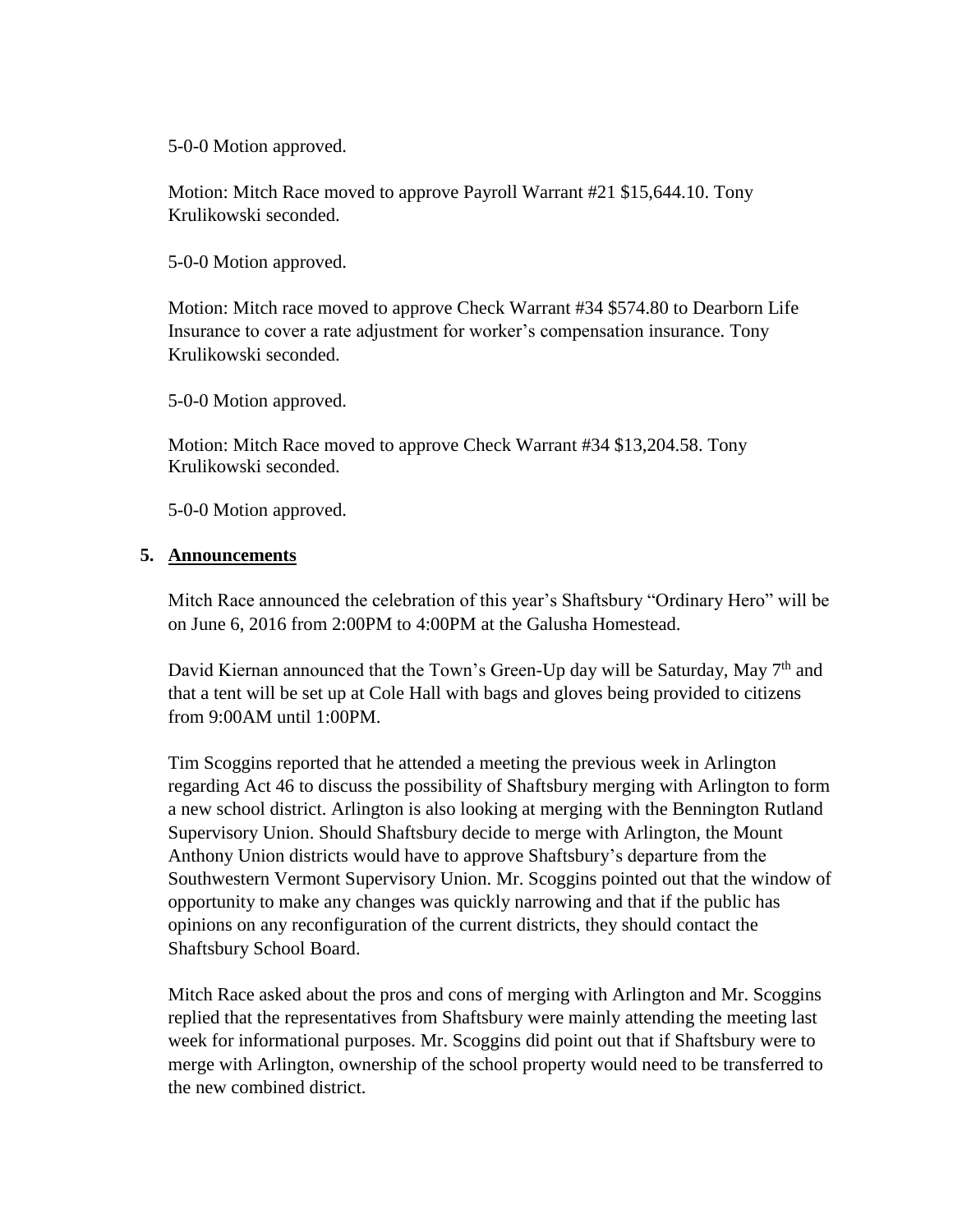5-0-0 Motion approved.

Motion: Mitch Race moved to approve Payroll Warrant #21 $15,644.10. Tony Krulikowski seconded.

5-0-0 Motion approved.

Motion: Mitch race moved to approve Check Warrant #34 $574.80 to Dearborn Life Insurance to cover a rate adjustment for worker's compensation insurance. Tony Krulikowski seconded.

5-0-0 Motion approved.

Motion: Mitch Race moved to approve Check Warrant #34 $13,204.58. Tony Krulikowski seconded.

5-0-0 Motion approved.

## 5. Announcements

Mitch Race announced the celebration of this year's Shaftsbury "Ordinary Hero" will be on June 6, 2016 from 2:00PM to 4:00PM at the Galusha Homestead.

David Kiernan announced that the Town's Green-Up day will be Saturday, May 7th and that a tent will be set up at Cole Hall with bags and gloves being provided to citizens from 9:00AM until 1:00PM.

Tim Scoggins reported that he attended a meeting the previous week in Arlington regarding Act 46 to discuss the possibility of Shaftsbury merging with Arlington to form a new school district. Arlington is also looking at merging with the Bennington Rutland Supervisory Union. Should Shaftsbury decide to merge with Arlington, the Mount Anthony Union districts would have to approve Shaftsbury's departure from the Southwestern Vermont Supervisory Union. Mr. Scoggins pointed out that the window of opportunity to make any changes was quickly narrowing and that if the public has opinions on any reconfiguration of the current districts, they should contact the Shaftsbury School Board.

Mitch Race asked about the pros and cons of merging with Arlington and Mr. Scoggins replied that the representatives from Shaftsbury were mainly attending the meeting last week for informational purposes. Mr. Scoggins did point out that if Shaftsbury were to merge with Arlington, ownership of the school property would need to be transferred to the new combined district.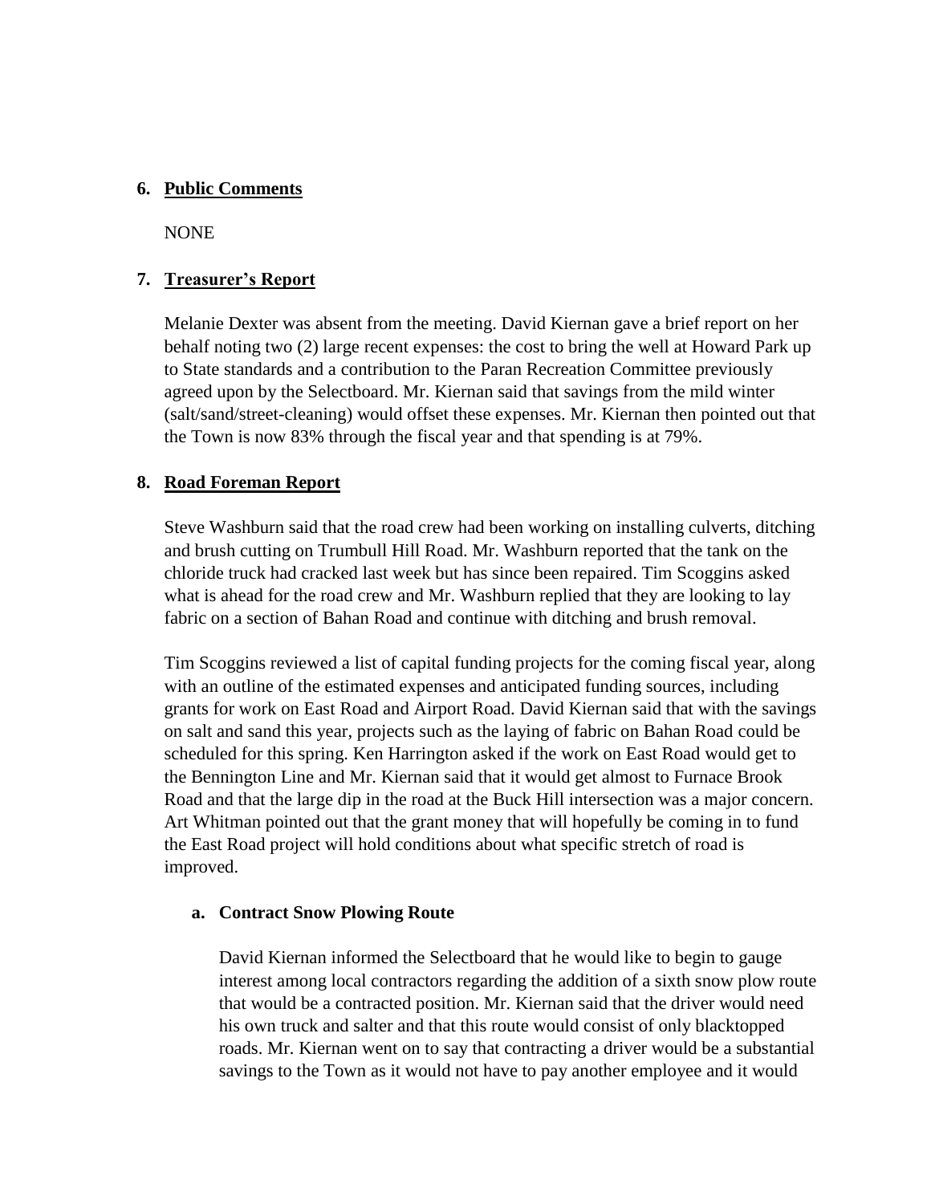## 6. Public Comments

NONE

## 7. Treasurer's Report

Melanie Dexter was absent from the meeting. David Kiernan gave a brief report on her behalf noting two (2) large recent expenses: the cost to bring the well at Howard Park up to State standards and a contribution to the Paran Recreation Committee previously agreed upon by the Selectboard. Mr. Kiernan said that savings from the mild winter (salt/sand/street-cleaning) would offset these expenses. Mr. Kiernan then pointed out that the Town is now 83% through the fiscal year and that spending is at 79%.

## 8. Road Foreman Report

Steve Washburn said that the road crew had been working on installing culverts, ditching and brush cutting on Trumbull Hill Road. Mr. Washburn reported that the tank on the chloride truck had cracked last week but has since been repaired. Tim Scoggins asked what is ahead for the road crew and Mr. Washburn replied that they are looking to lay fabric on a section of Bahan Road and continue with ditching and brush removal.

Tim Scoggins reviewed a list of capital funding projects for the coming fiscal year, along with an outline of the estimated expenses and anticipated funding sources, including grants for work on East Road and Airport Road. David Kiernan said that with the savings on salt and sand this year, projects such as the laying of fabric on Bahan Road could be scheduled for this spring. Ken Harrington asked if the work on East Road would get to the Bennington Line and Mr. Kiernan said that it would get almost to Furnace Brook Road and that the large dip in the road at the Buck Hill intersection was a major concern. Art Whitman pointed out that the grant money that will hopefully be coming in to fund the East Road project will hold conditions about what specific stretch of road is improved.

### a. Contract Snow Plowing Route

David Kiernan informed the Selectboard that he would like to begin to gauge interest among local contractors regarding the addition of a sixth snow plow route that would be a contracted position. Mr. Kiernan said that the driver would need his own truck and salter and that this route would consist of only blacktopped roads. Mr. Kiernan went on to say that contracting a driver would be a substantial savings to the Town as it would not have to pay another employee and it would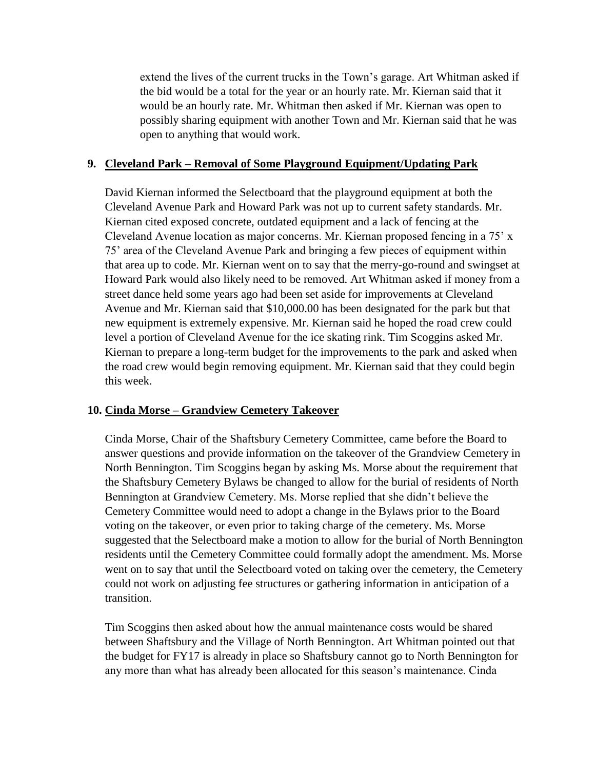extend the lives of the current trucks in the Town's garage. Art Whitman asked if the bid would be a total for the year or an hourly rate. Mr. Kiernan said that it would be an hourly rate. Mr. Whitman then asked if Mr. Kiernan was open to possibly sharing equipment with another Town and Mr. Kiernan said that he was open to anything that would work.

**9. <u>Cleveland Park – Removal of Some Playground Equipment/Updating Park</u>**

David Kiernan informed the Selectboard that the playground equipment at both the Cleveland Avenue Park and Howard Park was not up to current safety standards. Mr. Kiernan cited exposed concrete, outdated equipment and a lack of fencing at the Cleveland Avenue location as major concerns. Mr. Kiernan proposed fencing in a 75' x 75' area of the Cleveland Avenue Park and bringing a few pieces of equipment within that area up to code. Mr. Kiernan went on to say that the merry-go-round and swingset at Howard Park would also likely need to be removed. Art Whitman asked if money from a street dance held some years ago had been set aside for improvements at Cleveland Avenue and Mr. Kiernan said that $10,000.00 has been designated for the park but that new equipment is extremely expensive. Mr. Kiernan said he hoped the road crew could level a portion of Cleveland Avenue for the ice skating rink. Tim Scoggins asked Mr. Kiernan to prepare a long-term budget for the improvements to the park and asked when the road crew would begin removing equipment. Mr. Kiernan said that they could begin this week.

**10. <u>Cinda Morse – Grandview Cemetery Takeover</u>**

Cinda Morse, Chair of the Shaftsbury Cemetery Committee, came before the Board to answer questions and provide information on the takeover of the Grandview Cemetery in North Bennington. Tim Scoggins began by asking Ms. Morse about the requirement that the Shaftsbury Cemetery Bylaws be changed to allow for the burial of residents of North Bennington at Grandview Cemetery. Ms. Morse replied that she didn't believe the Cemetery Committee would need to adopt a change in the Bylaws prior to the Board voting on the takeover, or even prior to taking charge of the cemetery. Ms. Morse suggested that the Selectboard make a motion to allow for the burial of North Bennington residents until the Cemetery Committee could formally adopt the amendment. Ms. Morse went on to say that until the Selectboard voted on taking over the cemetery, the Cemetery could not work on adjusting fee structures or gathering information in anticipation of a transition.

Tim Scoggins then asked about how the annual maintenance costs would be shared between Shaftsbury and the Village of North Bennington. Art Whitman pointed out that the budget for FY17 is already in place so Shaftsbury cannot go to North Bennington for any more than what has already been allocated for this season's maintenance. Cinda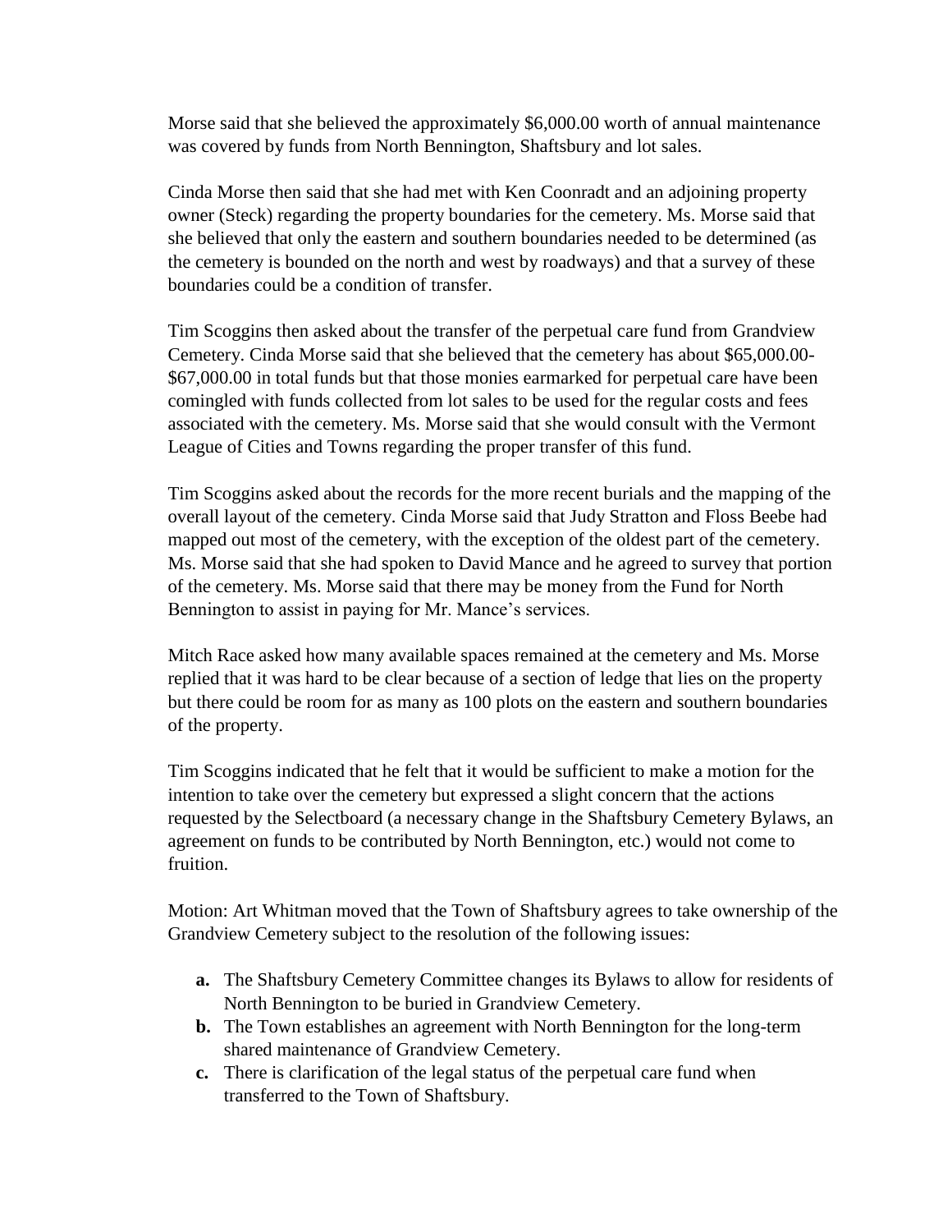Morse said that she believed the approximately $6,000.00 worth of annual maintenance was covered by funds from North Bennington, Shaftsbury and lot sales.

Cinda Morse then said that she had met with Ken Coonradt and an adjoining property owner (Steck) regarding the property boundaries for the cemetery. Ms. Morse said that she believed that only the eastern and southern boundaries needed to be determined (as the cemetery is bounded on the north and west by roadways) and that a survey of these boundaries could be a condition of transfer.

Tim Scoggins then asked about the transfer of the perpetual care fund from Grandview Cemetery. Cinda Morse said that she believed that the cemetery has about $65,000.00-$67,000.00 in total funds but that those monies earmarked for perpetual care have been comingled with funds collected from lot sales to be used for the regular costs and fees associated with the cemetery. Ms. Morse said that she would consult with the Vermont League of Cities and Towns regarding the proper transfer of this fund.

Tim Scoggins asked about the records for the more recent burials and the mapping of the overall layout of the cemetery. Cinda Morse said that Judy Stratton and Floss Beebe had mapped out most of the cemetery, with the exception of the oldest part of the cemetery. Ms. Morse said that she had spoken to David Mance and he agreed to survey that portion of the cemetery. Ms. Morse said that there may be money from the Fund for North Bennington to assist in paying for Mr. Mance's services.

Mitch Race asked how many available spaces remained at the cemetery and Ms. Morse replied that it was hard to be clear because of a section of ledge that lies on the property but there could be room for as many as 100 plots on the eastern and southern boundaries of the property.

Tim Scoggins indicated that he felt that it would be sufficient to make a motion for the intention to take over the cemetery but expressed a slight concern that the actions requested by the Selectboard (a necessary change in the Shaftsbury Cemetery Bylaws, an agreement on funds to be contributed by North Bennington, etc.) would not come to fruition.

Motion: Art Whitman moved that the Town of Shaftsbury agrees to take ownership of the Grandview Cemetery subject to the resolution of the following issues:

- **a.** The Shaftsbury Cemetery Committee changes its Bylaws to allow for residents of North Bennington to be buried in Grandview Cemetery.
- **b.** The Town establishes an agreement with North Bennington for the long-term shared maintenance of Grandview Cemetery.
- **c.** There is clarification of the legal status of the perpetual care fund when transferred to the Town of Shaftsbury.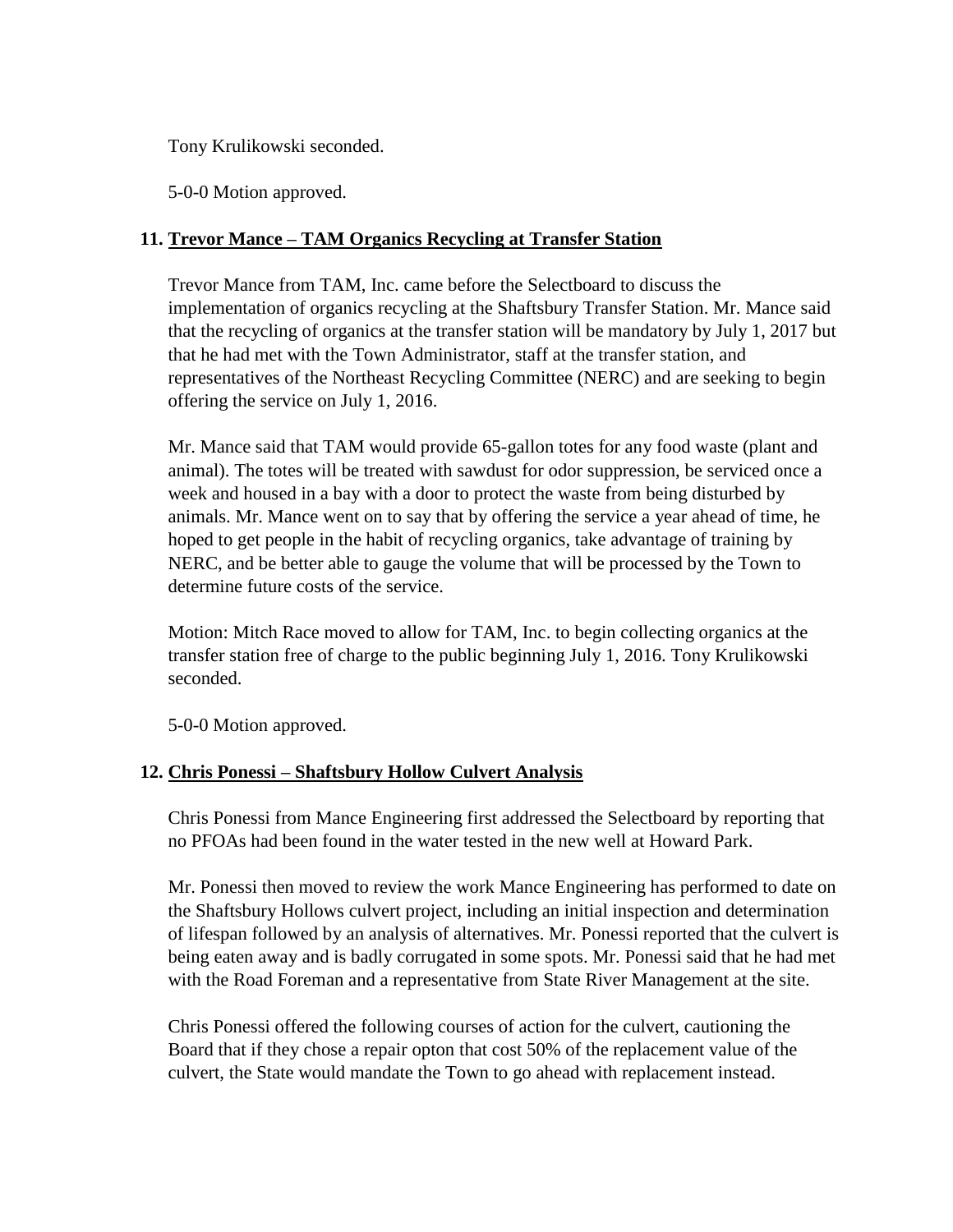Tony Krulikowski seconded.

5-0-0 Motion approved.

### 11. Trevor Mance – TAM Organics Recycling at Transfer Station

Trevor Mance from TAM, Inc. came before the Selectboard to discuss the implementation of organics recycling at the Shaftsbury Transfer Station. Mr. Mance said that the recycling of organics at the transfer station will be mandatory by July 1, 2017 but that he had met with the Town Administrator, staff at the transfer station, and representatives of the Northeast Recycling Committee (NERC) and are seeking to begin offering the service on July 1, 2016.

Mr. Mance said that TAM would provide 65-gallon totes for any food waste (plant and animal). The totes will be treated with sawdust for odor suppression, be serviced once a week and housed in a bay with a door to protect the waste from being disturbed by animals. Mr. Mance went on to say that by offering the service a year ahead of time, he hoped to get people in the habit of recycling organics, take advantage of training by NERC, and be better able to gauge the volume that will be processed by the Town to determine future costs of the service.

Motion: Mitch Race moved to allow for TAM, Inc. to begin collecting organics at the transfer station free of charge to the public beginning July 1, 2016. Tony Krulikowski seconded.

5-0-0 Motion approved.

### 12. Chris Ponessi – Shaftsbury Hollow Culvert Analysis

Chris Ponessi from Mance Engineering first addressed the Selectboard by reporting that no PFOAs had been found in the water tested in the new well at Howard Park.

Mr. Ponessi then moved to review the work Mance Engineering has performed to date on the Shaftsbury Hollows culvert project, including an initial inspection and determination of lifespan followed by an analysis of alternatives. Mr. Ponessi reported that the culvert is being eaten away and is badly corrugated in some spots. Mr. Ponessi said that he had met with the Road Foreman and a representative from State River Management at the site.

Chris Ponessi offered the following courses of action for the culvert, cautioning the Board that if they chose a repair opton that cost 50% of the replacement value of the culvert, the State would mandate the Town to go ahead with replacement instead.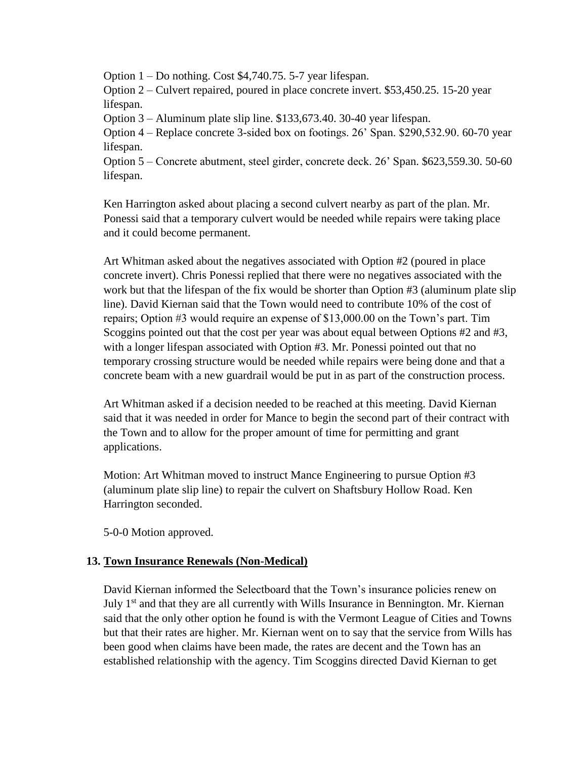Option 1 – Do nothing. Cost $4,740.75. 5-7 year lifespan.
Option 2 – Culvert repaired, poured in place concrete invert. $53,450.25. 15-20 year lifespan.
Option 3 – Aluminum plate slip line. $133,673.40. 30-40 year lifespan.
Option 4 – Replace concrete 3-sided box on footings. 26' Span. $290,532.90. 60-70 year lifespan.
Option 5 – Concrete abutment, steel girder, concrete deck. 26' Span. $623,559.30. 50-60 lifespan.

Ken Harrington asked about placing a second culvert nearby as part of the plan. Mr. Ponessi said that a temporary culvert would be needed while repairs were taking place and it could become permanent.

Art Whitman asked about the negatives associated with Option #2 (poured in place concrete invert). Chris Ponessi replied that there were no negatives associated with the work but that the lifespan of the fix would be shorter than Option #3 (aluminum plate slip line). David Kiernan said that the Town would need to contribute 10% of the cost of repairs; Option #3 would require an expense of $13,000.00 on the Town's part. Tim Scoggins pointed out that the cost per year was about equal between Options #2 and #3, with a longer lifespan associated with Option #3. Mr. Ponessi pointed out that no temporary crossing structure would be needed while repairs were being done and that a concrete beam with a new guardrail would be put in as part of the construction process.

Art Whitman asked if a decision needed to be reached at this meeting. David Kiernan said that it was needed in order for Mance to begin the second part of their contract with the Town and to allow for the proper amount of time for permitting and grant applications.

Motion: Art Whitman moved to instruct Mance Engineering to pursue Option #3 (aluminum plate slip line) to repair the culvert on Shaftsbury Hollow Road. Ken Harrington seconded.

5-0-0 Motion approved.

## 13. Town Insurance Renewals (Non-Medical)

David Kiernan informed the Selectboard that the Town's insurance policies renew on July 1st and that they are all currently with Wills Insurance in Bennington. Mr. Kiernan said that the only other option he found is with the Vermont League of Cities and Towns but that their rates are higher. Mr. Kiernan went on to say that the service from Wills has been good when claims have been made, the rates are decent and the Town has an established relationship with the agency. Tim Scoggins directed David Kiernan to get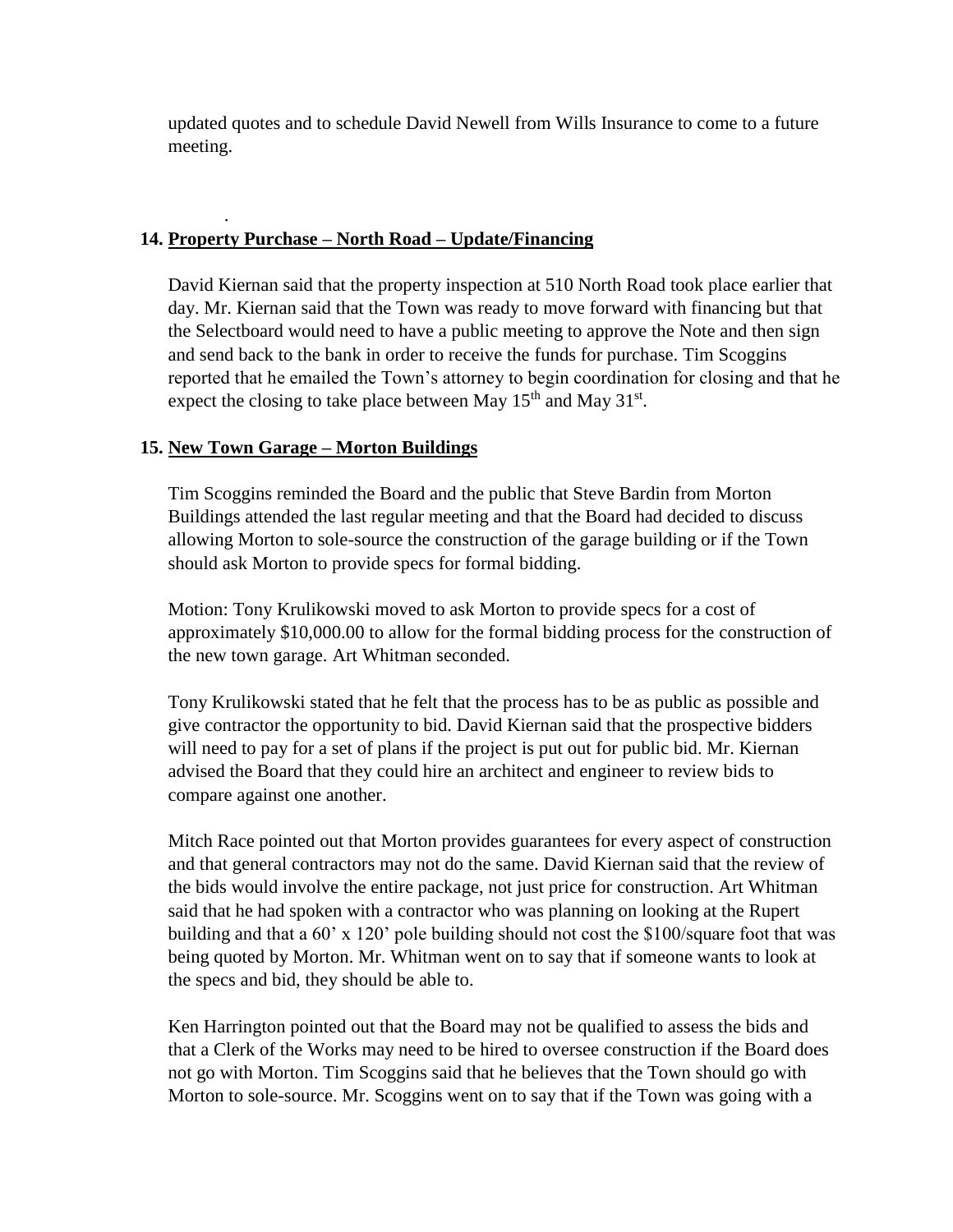updated quotes and to schedule David Newell from Wills Insurance to come to a future meeting.

.

**14. <u>Property Purchase – North Road – Update/Financing</u>**

David Kiernan said that the property inspection at 510 North Road took place earlier that day. Mr. Kiernan said that the Town was ready to move forward with financing but that the Selectboard would need to have a public meeting to approve the Note and then sign and send back to the bank in order to receive the funds for purchase. Tim Scoggins reported that he emailed the Town's attorney to begin coordination for closing and that he expect the closing to take place between May 15th and May 31st.

**15. <u>New Town Garage – Morton Buildings</u>**

Tim Scoggins reminded the Board and the public that Steve Bardin from Morton Buildings attended the last regular meeting and that the Board had decided to discuss allowing Morton to sole-source the construction of the garage building or if the Town should ask Morton to provide specs for formal bidding.

Motion: Tony Krulikowski moved to ask Morton to provide specs for a cost of approximately $10,000.00 to allow for the formal bidding process for the construction of the new town garage. Art Whitman seconded.

Tony Krulikowski stated that he felt that the process has to be as public as possible and give contractor the opportunity to bid. David Kiernan said that the prospective bidders will need to pay for a set of plans if the project is put out for public bid. Mr. Kiernan advised the Board that they could hire an architect and engineer to review bids to compare against one another.

Mitch Race pointed out that Morton provides guarantees for every aspect of construction and that general contractors may not do the same. David Kiernan said that the review of the bids would involve the entire package, not just price for construction. Art Whitman said that he had spoken with a contractor who was planning on looking at the Rupert building and that a 60' x 120' pole building should not cost the $100/square foot that was being quoted by Morton. Mr. Whitman went on to say that if someone wants to look at the specs and bid, they should be able to.

Ken Harrington pointed out that the Board may not be qualified to assess the bids and that a Clerk of the Works may need to be hired to oversee construction if the Board does not go with Morton. Tim Scoggins said that he believes that the Town should go with Morton to sole-source. Mr. Scoggins went on to say that if the Town was going with a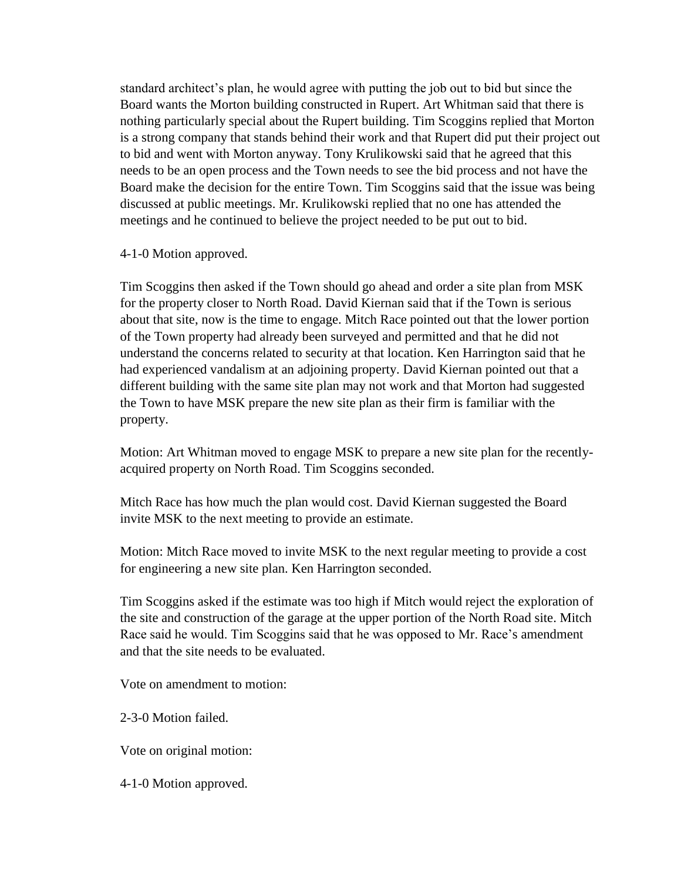standard architect's plan, he would agree with putting the job out to bid but since the Board wants the Morton building constructed in Rupert. Art Whitman said that there is nothing particularly special about the Rupert building. Tim Scoggins replied that Morton is a strong company that stands behind their work and that Rupert did put their project out to bid and went with Morton anyway. Tony Krulikowski said that he agreed that this needs to be an open process and the Town needs to see the bid process and not have the Board make the decision for the entire Town. Tim Scoggins said that the issue was being discussed at public meetings. Mr. Krulikowski replied that no one has attended the meetings and he continued to believe the project needed to be put out to bid.

4-1-0 Motion approved.

Tim Scoggins then asked if the Town should go ahead and order a site plan from MSK for the property closer to North Road. David Kiernan said that if the Town is serious about that site, now is the time to engage. Mitch Race pointed out that the lower portion of the Town property had already been surveyed and permitted and that he did not understand the concerns related to security at that location. Ken Harrington said that he had experienced vandalism at an adjoining property. David Kiernan pointed out that a different building with the same site plan may not work and that Morton had suggested the Town to have MSK prepare the new site plan as their firm is familiar with the property.

Motion: Art Whitman moved to engage MSK to prepare a new site plan for the recently-acquired property on North Road. Tim Scoggins seconded.

Mitch Race has how much the plan would cost. David Kiernan suggested the Board invite MSK to the next meeting to provide an estimate.

Motion: Mitch Race moved to invite MSK to the next regular meeting to provide a cost for engineering a new site plan. Ken Harrington seconded.

Tim Scoggins asked if the estimate was too high if Mitch would reject the exploration of the site and construction of the garage at the upper portion of the North Road site. Mitch Race said he would. Tim Scoggins said that he was opposed to Mr. Race's amendment and that the site needs to be evaluated.

Vote on amendment to motion:

2-3-0 Motion failed.

Vote on original motion:

4-1-0 Motion approved.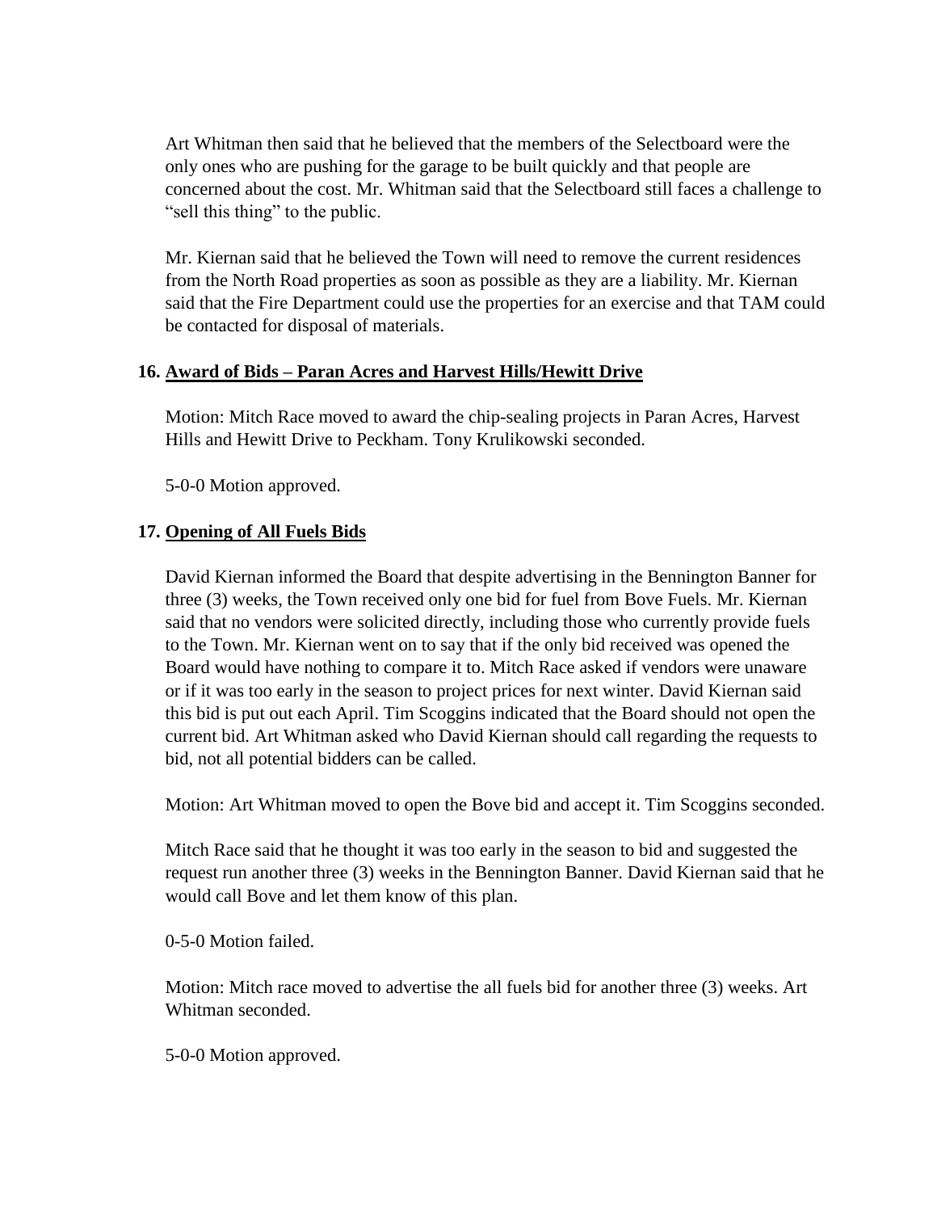Art Whitman then said that he believed that the members of the Selectboard were the only ones who are pushing for the garage to be built quickly and that people are concerned about the cost. Mr. Whitman said that the Selectboard still faces a challenge to "sell this thing" to the public.

Mr. Kiernan said that he believed the Town will need to remove the current residences from the North Road properties as soon as possible as they are a liability. Mr. Kiernan said that the Fire Department could use the properties for an exercise and that TAM could be contacted for disposal of materials.

**16. <u>Award of Bids – Paran Acres and Harvest Hills/Hewitt Drive</u>**

Motion: Mitch Race moved to award the chip-sealing projects in Paran Acres, Harvest Hills and Hewitt Drive to Peckham. Tony Krulikowski seconded.

5-0-0 Motion approved.

**17. <u>Opening of All Fuels Bids</u>**

David Kiernan informed the Board that despite advertising in the Bennington Banner for three (3) weeks, the Town received only one bid for fuel from Bove Fuels. Mr. Kiernan said that no vendors were solicited directly, including those who currently provide fuels to the Town. Mr. Kiernan went on to say that if the only bid received was opened the Board would have nothing to compare it to. Mitch Race asked if vendors were unaware or if it was too early in the season to project prices for next winter. David Kiernan said this bid is put out each April. Tim Scoggins indicated that the Board should not open the current bid. Art Whitman asked who David Kiernan should call regarding the requests to bid, not all potential bidders can be called.

Motion: Art Whitman moved to open the Bove bid and accept it. Tim Scoggins seconded.

Mitch Race said that he thought it was too early in the season to bid and suggested the request run another three (3) weeks in the Bennington Banner. David Kiernan said that he would call Bove and let them know of this plan.

0-5-0 Motion failed.

Motion: Mitch race moved to advertise the all fuels bid for another three (3) weeks. Art Whitman seconded.

5-0-0 Motion approved.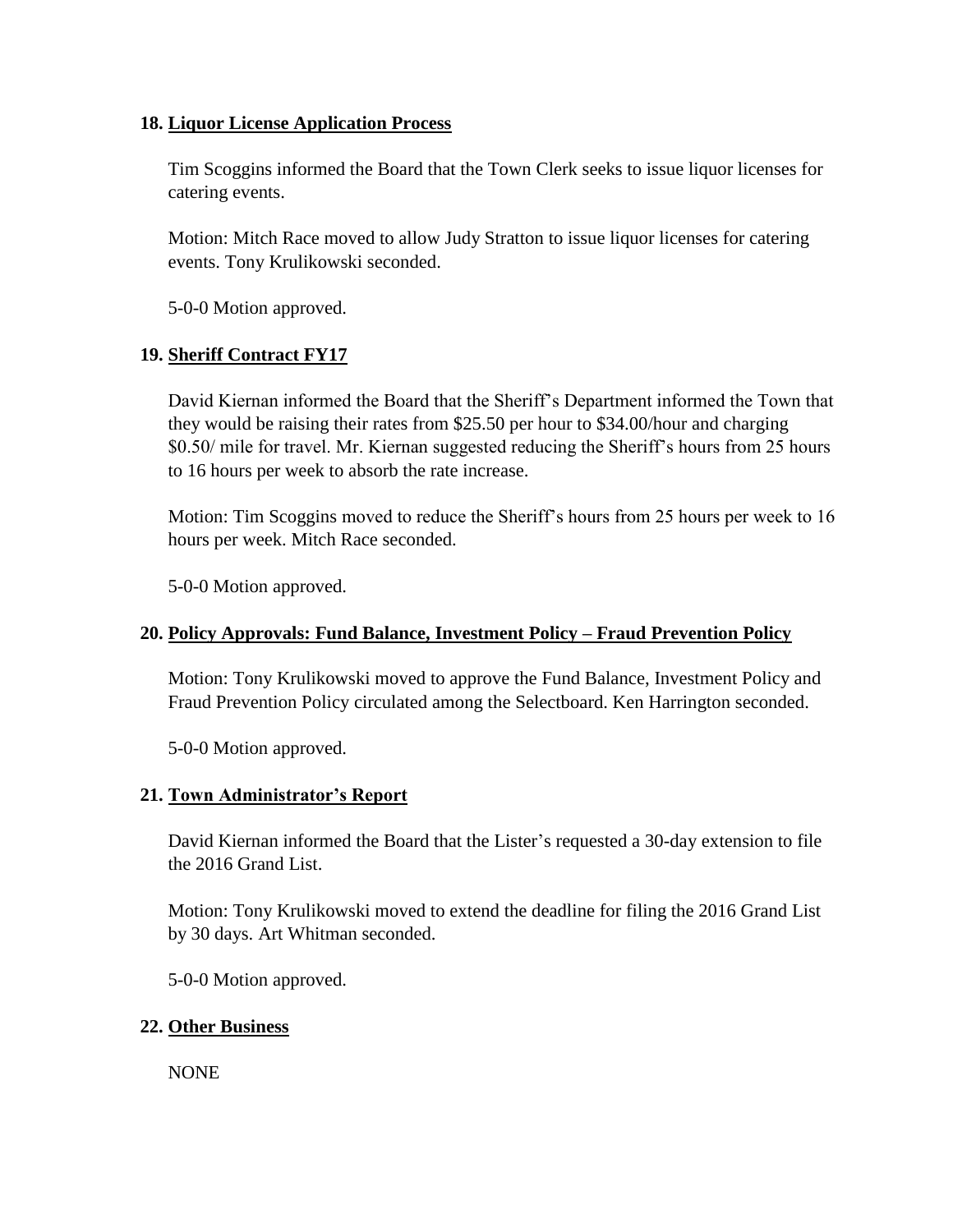### 18. <u>Liquor License Application Process</u>

Tim Scoggins informed the Board that the Town Clerk seeks to issue liquor licenses for catering events.

Motion: Mitch Race moved to allow Judy Stratton to issue liquor licenses for catering events. Tony Krulikowski seconded.

5-0-0 Motion approved.

### 19. <u>Sheriff Contract FY17</u>

David Kiernan informed the Board that the Sheriff's Department informed the Town that they would be raising their rates from $25.50 per hour to $34.00/hour and charging $0.50/ mile for travel. Mr. Kiernan suggested reducing the Sheriff's hours from 25 hours to 16 hours per week to absorb the rate increase.

Motion: Tim Scoggins moved to reduce the Sheriff's hours from 25 hours per week to 16 hours per week. Mitch Race seconded.

5-0-0 Motion approved.

### 20. <u>Policy Approvals: Fund Balance, Investment Policy – Fraud Prevention Policy</u>

Motion: Tony Krulikowski moved to approve the Fund Balance, Investment Policy and Fraud Prevention Policy circulated among the Selectboard. Ken Harrington seconded.

5-0-0 Motion approved.

### 21. <u>Town Administrator's Report</u>

David Kiernan informed the Board that the Lister's requested a 30-day extension to file the 2016 Grand List.

Motion: Tony Krulikowski moved to extend the deadline for filing the 2016 Grand List by 30 days. Art Whitman seconded.

5-0-0 Motion approved.

### 22. <u>Other Business</u>

NONE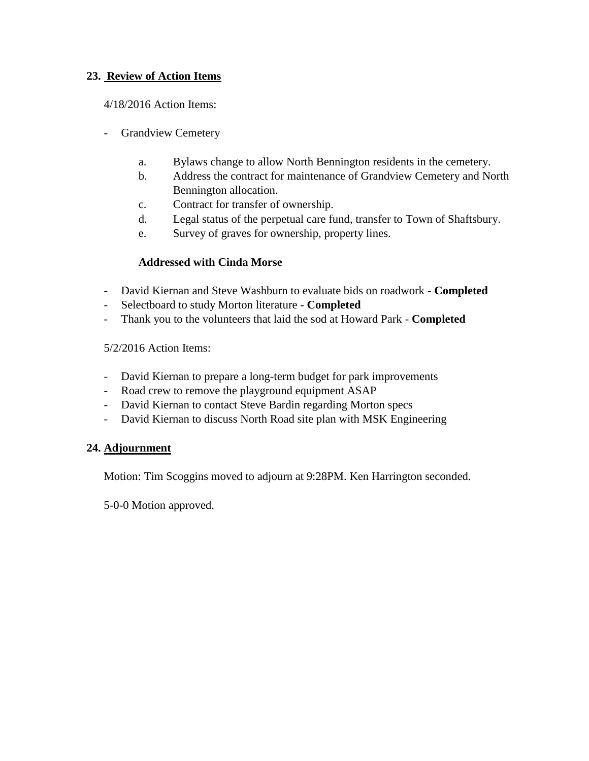**23. Review of Action Items**

4/18/2016 Action Items:

- Grandview Cemetery

  a. Bylaws change to allow North Bennington residents in the cemetery.
  b. Address the contract for maintenance of Grandview Cemetery and North Bennington allocation.
  c. Contract for transfer of ownership.
  d. Legal status of the perpetual care fund, transfer to Town of Shaftsbury.
  e. Survey of graves for ownership, property lines.

  **Addressed with Cinda Morse**

- David Kiernan and Steve Washburn to evaluate bids on roadwork - **Completed**
- Selectboard to study Morton literature - **Completed**
- Thank you to the volunteers that laid the sod at Howard Park - **Completed**

5/2/2016 Action Items:

- David Kiernan to prepare a long-term budget for park improvements
- Road crew to remove the playground equipment ASAP
- David Kiernan to contact Steve Bardin regarding Morton specs
- David Kiernan to discuss North Road site plan with MSK Engineering

**24. Adjournment**

Motion: Tim Scoggins moved to adjourn at 9:28PM. Ken Harrington seconded.

5-0-0 Motion approved.